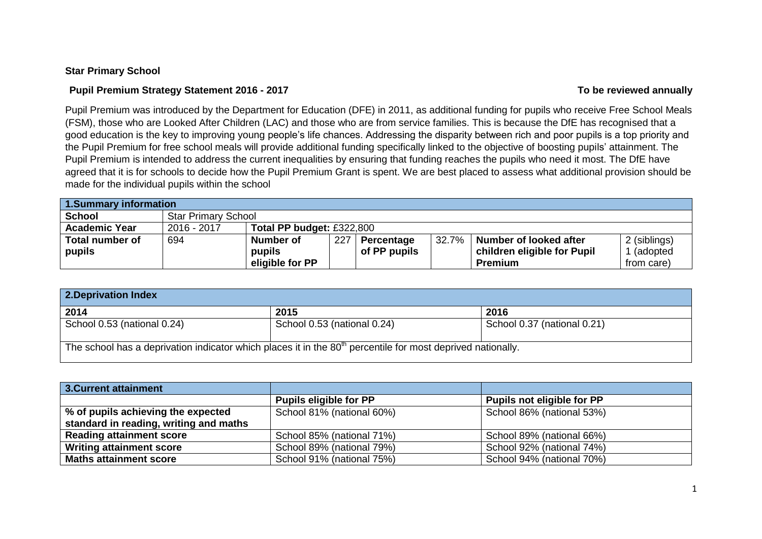**Star Primary School**

**Pupil Premium Strategy Statement 2016 - 2017** **To be reviewed annually**

Pupil Premium was introduced by the Department for Education (DFE) in 2011, as additional funding for pupils who receive Free School Meals (FSM), those who are Looked After Children (LAC) and those who are from service families. This is because the DfE has recognised that a good education is the key to improving young people's life chances. Addressing the disparity between rich and poor pupils is a top priority and the Pupil Premium for free school meals will provide additional funding specifically linked to the objective of boosting pupils' attainment. The Pupil Premium is intended to address the current inequalities by ensuring that funding reaches the pupils who need it most. The DfE have agreed that it is for schools to decide how the Pupil Premium Grant is spent. We are best placed to assess what additional provision should be made for the individual pupils within the school

| **1.Summary information** | | | | | | | |
|---|---|---|---|---|---|---|---|
| **School** | Star Primary School | | | | | | |
| **Academic Year** | 2016 - 2017 | **Total PP budget:** £322,800 | | | | | |
| **Total number of pupils** | 694 | **Number of pupils eligible for PP** | 227 | **Percentage of PP pupils** | 32.7% | **Number of looked after children eligible for Pupil Premium** | 2 (siblings) 1 (adopted from care) |

| **2.Deprivation Index** | | |
|---|---|---|
| **2014** | **2015** | **2016** |
| School 0.53 (national 0.24) | School 0.53 (national 0.24) | School 0.37 (national 0.21) |
| The school has a deprivation indicator which places it in the 80th percentile for most deprived nationally. | | |

| **3.Current attainment** | | |
|---|---|---|
| | **Pupils eligible for PP** | **Pupils not eligible for PP** |
| **% of pupils achieving the expected standard in reading, writing and maths** | School 81% (national 60%) | School 86% (national 53%) |
| **Reading attainment score** | School 85% (national 71%) | School 89% (national 66%) |
| **Writing attainment score** | School 89% (national 79%) | School 92% (national 74%) |
| **Maths attainment score** | School 91% (national 75%) | School 94% (national 70%) |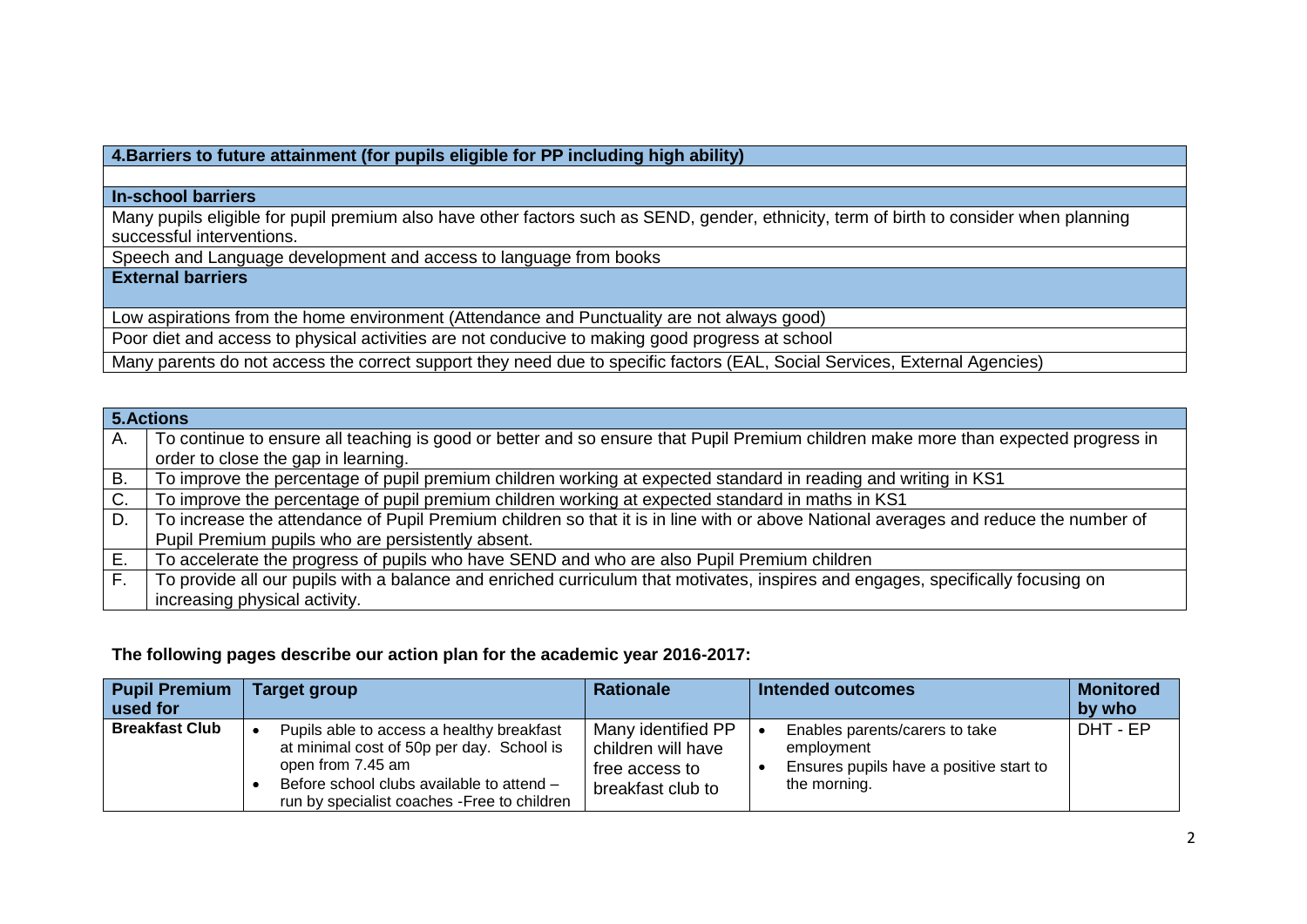| 4.Barriers to future attainment (for pupils eligible for PP including high ability) |
|---|
| |
| **In-school barriers** |
| Many pupils eligible for pupil premium also have other factors such as SEND, gender, ethnicity, term of birth to consider when planning successful interventions. |
| Speech and Language development and access to language from books |
| **External barriers** |
| Low aspirations from the home environment (Attendance and Punctuality are not always good) |
| Poor diet and access to physical activities are not conducive to making good progress at school |
| Many parents do not access the correct support they need due to specific factors (EAL, Social Services, External Agencies) |

| 5.Actions | |
|---|---|
| A. | To continue to ensure all teaching is good or better and so ensure that Pupil Premium children make more than expected progress in order to close the gap in learning. |
| B. | To improve the percentage of pupil premium children working at expected standard in reading and writing in KS1 |
| C. | To improve the percentage of pupil premium children working at expected standard in maths in KS1 |
| D. | To increase the attendance of Pupil Premium children so that it is in line with or above National averages and reduce the number of Pupil Premium pupils who are persistently absent. |
| E. | To accelerate the progress of pupils who have SEND and who are also Pupil Premium children |
| F. | To provide all our pupils with a balance and enriched curriculum that motivates, inspires and engages, specifically focusing on increasing physical activity. |

**The following pages describe our action plan for the academic year 2016-2017:**

| Pupil Premium used for | Target group | Rationale | Intended outcomes | Monitored by who |
|---|---|---|---|---|
| **Breakfast Club** | • Pupils able to access a healthy breakfast at minimal cost of 50p per day. School is open from 7.45 am<br>• Before school clubs available to attend – run by specialist coaches -Free to children | Many identified PP children will have free access to breakfast club to | • Enables parents/carers to take employment<br>• Ensures pupils have a positive start to the morning. | DHT - EP |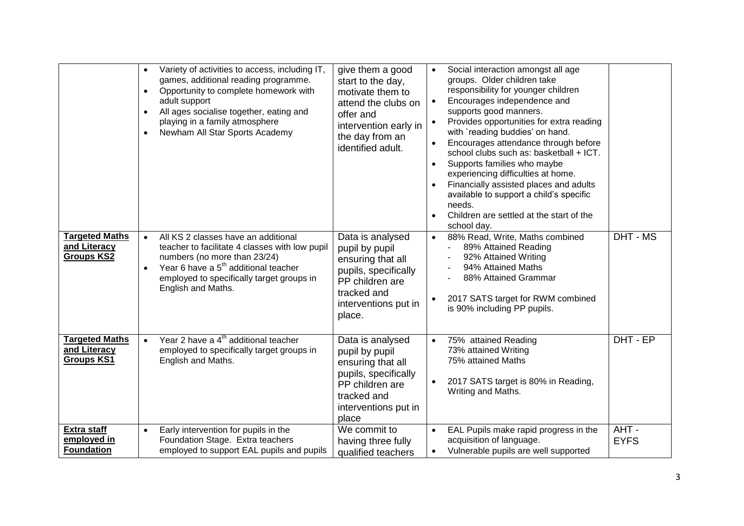| | | | | |
|---|---|---|---|---|
| | • Variety of activities to access, including IT, games, additional reading programme.<br>• Opportunity to complete homework with adult support<br>• All ages socialise together, eating and playing in a family atmosphere<br>• Newham All Star Sports Academy | give them a good start to the day, motivate them to attend the clubs on offer and intervention early in the day from an identified adult. | • Social interaction amongst all age groups. Older children take responsibility for younger children<br>• Encourages independence and supports good manners.<br>• Provides opportunities for extra reading with `reading buddies' on hand.<br>• Encourages attendance through before school clubs such as: basketball + ICT.<br>• Supports families who maybe experiencing difficulties at home.<br>• Financially assisted places and adults available to support a child's specific needs.<br>• Children are settled at the start of the school day. | |
| **Targeted Maths and Literacy Groups KS2** | • All KS 2 classes have an additional teacher to facilitate 4 classes with low pupil numbers (no more than 23/24)<br>• Year 6 have a 5th additional teacher employed to specifically target groups in English and Maths. | Data is analysed pupil by pupil ensuring that all pupils, specifically PP children are tracked and interventions put in place. | • 88% Read, Write, Maths combined<br>- 89% Attained Reading<br>- 92% Attained Writing<br>- 94% Attained Maths<br>- 88% Attained Grammar<br>• 2017 SATS target for RWM combined is 90% including PP pupils. | DHT - MS |
| **Targeted Maths and Literacy Groups KS1** | • Year 2 have a 4th additional teacher employed to specifically target groups in English and Maths. | Data is analysed pupil by pupil ensuring that all pupils, specifically PP children are tracked and interventions put in place | • 75% attained Reading<br>73% attained Writing<br>75% attained Maths<br>• 2017 SATS target is 80% in Reading, Writing and Maths. | DHT - EP |
| **Extra staff employed in Foundation** | • Early intervention for pupils in the Foundation Stage. Extra teachers employed to support EAL pupils and pupils | We commit to having three fully qualified teachers | • EAL Pupils make rapid progress in the acquisition of language.<br>• Vulnerable pupils are well supported | AHT - EYFS |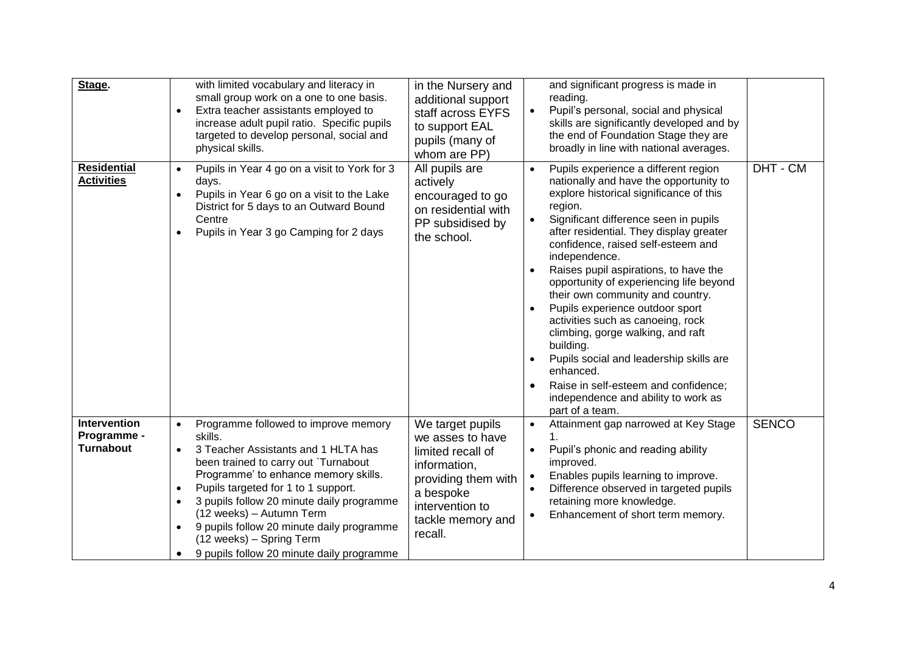| | | | | |
|---|---|---|---|---|
| **Stage**. | with limited vocabulary and literacy in small group work on a one to one basis.<br>• Extra teacher assistants employed to increase adult pupil ratio. Specific pupils targeted to develop personal, social and physical skills. | in the Nursery and additional support staff across EYFS to support EAL pupils (many of whom are PP) | and significant progress is made in reading.<br>• Pupil's personal, social and physical skills are significantly developed and by the end of Foundation Stage they are broadly in line with national averages. | |
| **Residential Activities** | • Pupils in Year 4 go on a visit to York for 3 days.<br>• Pupils in Year 6 go on a visit to the Lake District for 5 days to an Outward Bound Centre<br>• Pupils in Year 3 go Camping for 2 days | All pupils are actively encouraged to go on residential with PP subsidised by the school. | • Pupils experience a different region nationally and have the opportunity to explore historical significance of this region.<br>• Significant difference seen in pupils after residential. They display greater confidence, raised self-esteem and independence.<br>• Raises pupil aspirations, to have the opportunity of experiencing life beyond their own community and country.<br>• Pupils experience outdoor sport activities such as canoeing, rock climbing, gorge walking, and raft building.<br>• Pupils social and leadership skills are enhanced.<br>• Raise in self-esteem and confidence; independence and ability to work as part of a team. | DHT - CM |
| **Intervention Programme - Turnabout** | • Programme followed to improve memory skills.<br>• 3 Teacher Assistants and 1 HLTA has been trained to carry out `Turnabout Programme' to enhance memory skills.<br>• Pupils targeted for 1 to 1 support.<br>• 3 pupils follow 20 minute daily programme (12 weeks) – Autumn Term<br>• 9 pupils follow 20 minute daily programme (12 weeks) – Spring Term<br>• 9 pupils follow 20 minute daily programme | We target pupils we asses to have limited recall of information, providing them with a bespoke intervention to tackle memory and recall. | • Attainment gap narrowed at Key Stage 1.<br>• Pupil's phonic and reading ability improved.<br>• Enables pupils learning to improve.<br>• Difference observed in targeted pupils retaining more knowledge.<br>• Enhancement of short term memory. | SENCO |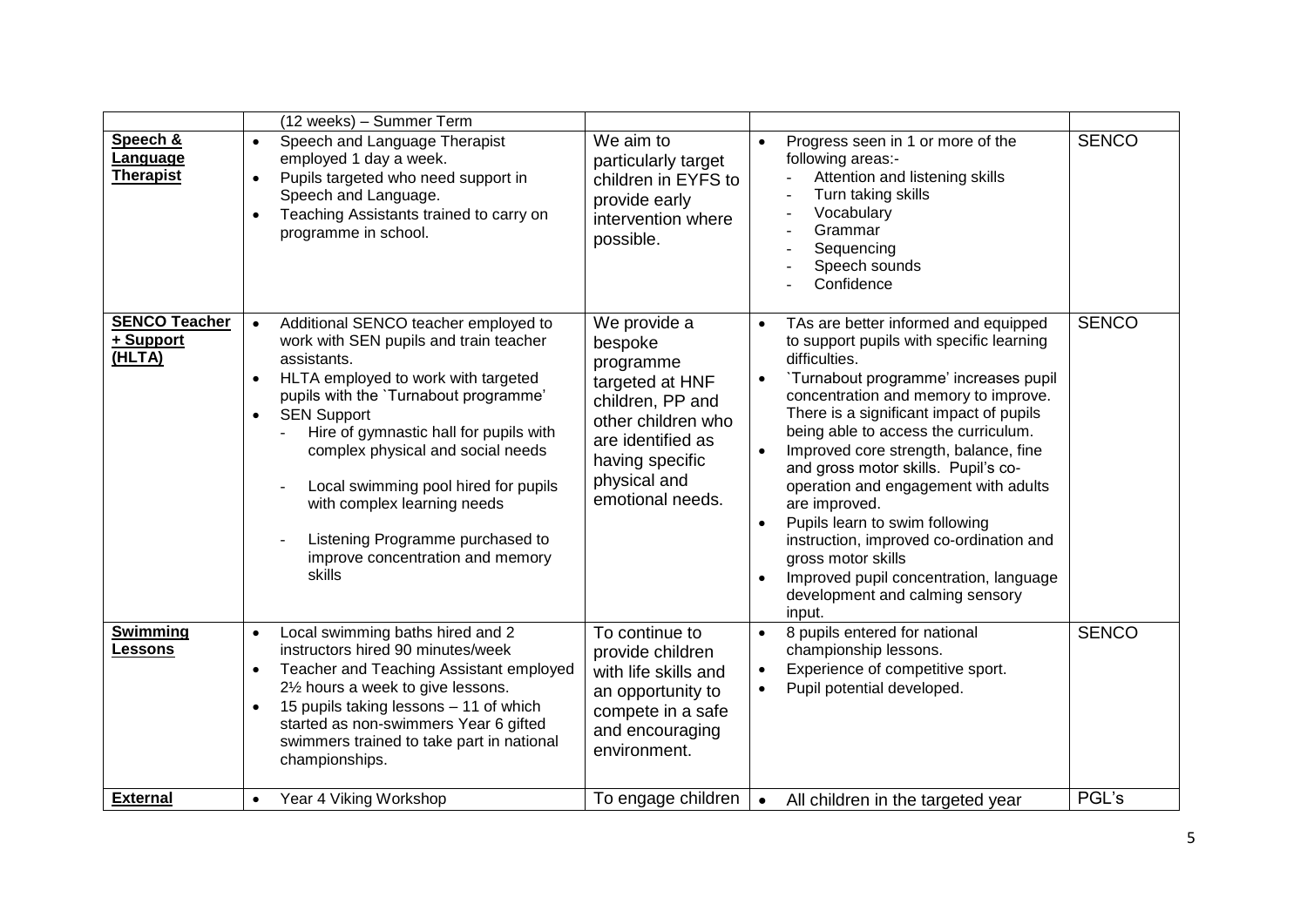| | | | | |
|---|---|---|---|---|
| | (12 weeks) – Summer Term | | | |
| **Speech & Language Therapist** | • Speech and Language Therapist employed 1 day a week.<br>• Pupils targeted who need support in Speech and Language.<br>• Teaching Assistants trained to carry on programme in school. | We aim to particularly target children in EYFS to provide early intervention where possible. | • Progress seen in 1 or more of the following areas:-<br>- Attention and listening skills<br>- Turn taking skills<br>- Vocabulary<br>- Grammar<br>- Sequencing<br>- Speech sounds<br>- Confidence | SENCO |
| **SENCO Teacher + Support (HLTA)** | • Additional SENCO teacher employed to work with SEN pupils and train teacher assistants.<br>• HLTA employed to work with targeted pupils with the `Turnabout programme'<br>• SEN Support<br>- Hire of gymnastic hall for pupils with complex physical and social needs<br>- Local swimming pool hired for pupils with complex learning needs<br>- Listening Programme purchased to improve concentration and memory skills | We provide a bespoke programme targeted at HNF children, PP and other children who are identified as having specific physical and emotional needs. | • TAs are better informed and equipped to support pupils with specific learning difficulties.<br>• `Turnabout programme' increases pupil concentration and memory to improve. There is a significant impact of pupils being able to access the curriculum.<br>• Improved core strength, balance, fine and gross motor skills. Pupil's co-operation and engagement with adults are improved.<br>• Pupils learn to swim following instruction, improved co-ordination and gross motor skills<br>• Improved pupil concentration, language development and calming sensory input. | SENCO |
| **Swimming Lessons** | • Local swimming baths hired and 2 instructors hired 90 minutes/week<br>• Teacher and Teaching Assistant employed 2½ hours a week to give lessons.<br>• 15 pupils taking lessons – 11 of which started as non-swimmers Year 6 gifted swimmers trained to take part in national championships. | To continue to provide children with life skills and an opportunity to compete in a safe and encouraging environment. | • 8 pupils entered for national championship lessons.<br>• Experience of competitive sport.<br>• Pupil potential developed. | SENCO |
| **External** | • Year 4 Viking Workshop | To engage children | • All children in the targeted year | PGL's |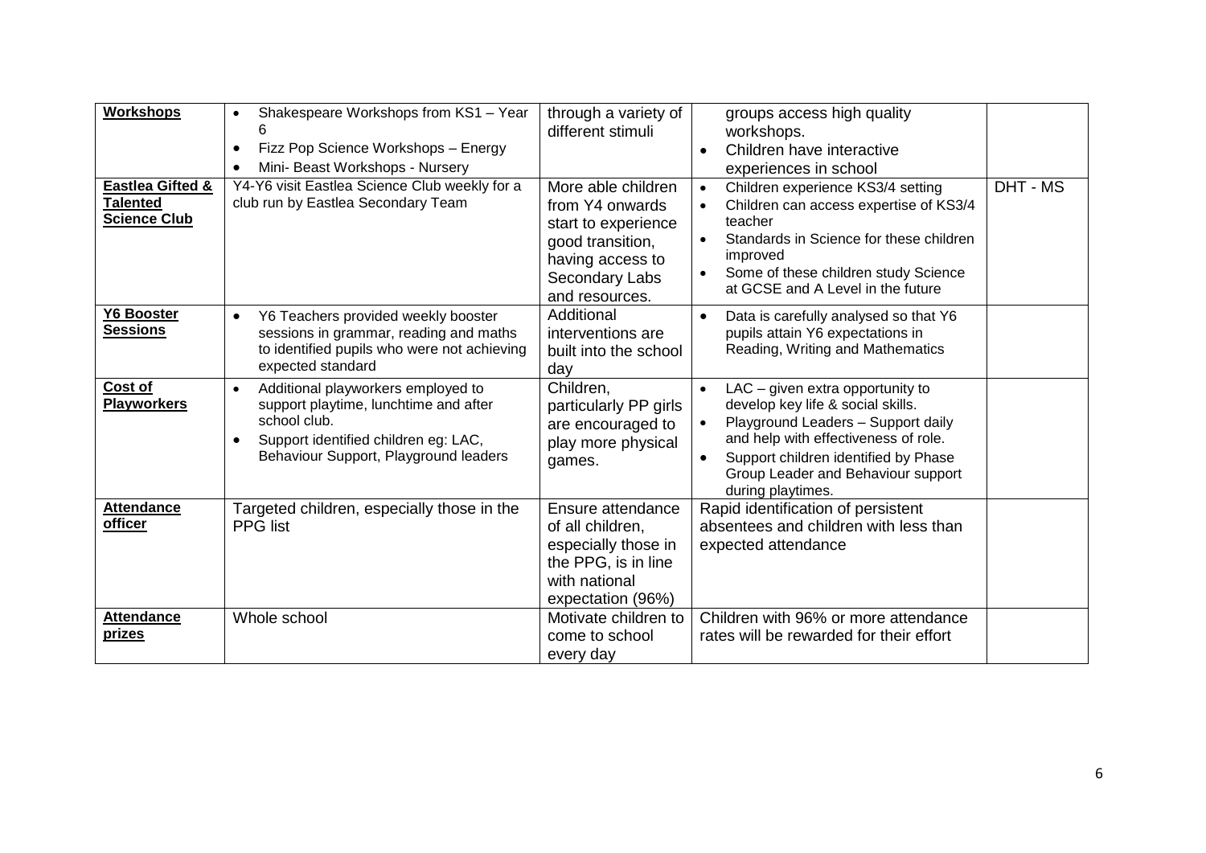| **Workshops** | • Shakespeare Workshops from KS1 – Year 6<br>• Fizz Pop Science Workshops – Energy<br>• Mini- Beast Workshops - Nursery | through a variety of different stimuli | groups access high quality workshops.<br>• Children have interactive experiences in school | |
|---|---|---|---|---|
| **Eastlea Gifted & Talented Science Club** | Y4-Y6 visit Eastlea Science Club weekly for a club run by Eastlea Secondary Team | More able children from Y4 onwards start to experience good transition, having access to Secondary Labs and resources. | • Children experience KS3/4 setting<br>• Children can access expertise of KS3/4 teacher<br>• Standards in Science for these children improved<br>• Some of these children study Science at GCSE and A Level in the future | DHT - MS |
| **Y6 Booster Sessions** | • Y6 Teachers provided weekly booster sessions in grammar, reading and maths to identified pupils who were not achieving expected standard | Additional interventions are built into the school day | • Data is carefully analysed so that Y6 pupils attain Y6 expectations in Reading, Writing and Mathematics | |
| **Cost of Playworkers** | • Additional playworkers employed to support playtime, lunchtime and after school club.<br>• Support identified children eg: LAC, Behaviour Support, Playground leaders | Children, particularly PP girls are encouraged to play more physical games. | • LAC – given extra opportunity to develop key life & social skills.<br>• Playground Leaders – Support daily and help with effectiveness of role.<br>• Support children identified by Phase Group Leader and Behaviour support during playtimes. | |
| **Attendance officer** | Targeted children, especially those in the PPG list | Ensure attendance of all children, especially those in the PPG, is in line with national expectation (96%) | Rapid identification of persistent absentees and children with less than expected attendance | |
| **Attendance prizes** | Whole school | Motivate children to come to school every day | Children with 96% or more attendance rates will be rewarded for their effort | |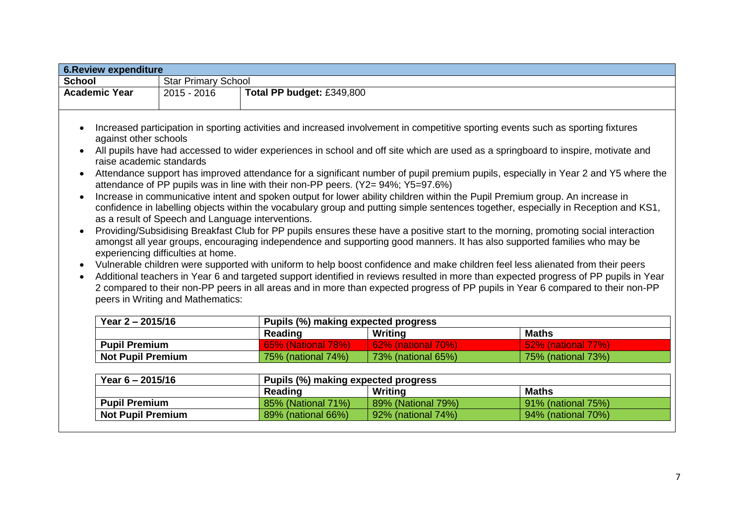| 6.Review expenditure | | |
|---|---|---|
| **School** | Star Primary School | |
| **Academic Year** | 2015 - 2016 | **Total PP budget:** £349,800 |

- Increased participation in sporting activities and increased involvement in competitive sporting events such as sporting fixtures against other schools
- All pupils have had accessed to wider experiences in school and off site which are used as a springboard to inspire, motivate and raise academic standards
- Attendance support has improved attendance for a significant number of pupil premium pupils, especially in Year 2 and Y5 where the attendance of PP pupils was in line with their non-PP peers. (Y2= 94%; Y5=97.6%)
- Increase in communicative intent and spoken output for lower ability children within the Pupil Premium group. An increase in confidence in labelling objects within the vocabulary group and putting simple sentences together, especially in Reception and KS1, as a result of Speech and Language interventions.
- Providing/Subsidising Breakfast Club for PP pupils ensures these have a positive start to the morning, promoting social interaction amongst all year groups, encouraging independence and supporting good manners. It has also supported families who may be experiencing difficulties at home.
- Vulnerable children were supported with uniform to help boost confidence and make children feel less alienated from their peers
- Additional teachers in Year 6 and targeted support identified in reviews resulted in more than expected progress of PP pupils in Year 2 compared to their non-PP peers in all areas and in more than expected progress of PP pupils in Year 6 compared to their non-PP peers in Writing and Mathematics:

| **Year 2 – 2015/16** | **Pupils (%) making expected progress** | | |
|---|---|---|---|
| | **Reading** | **Writing** | **Maths** |
| **Pupil Premium** | 65% (National 78%) | 62% (national 70%) | 52% (national 77%) |
| **Not Pupil Premium** | 75% (national 74%) | 73% (national 65%) | 75% (national 73%) |

| **Year 6 – 2015/16** | **Pupils (%) making expected progress** | | |
|---|---|---|---|
| | **Reading** | **Writing** | **Maths** |
| **Pupil Premium** | 85% (National 71%) | 89% (National 79%) | 91% (national 75%) |
| **Not Pupil Premium** | 89% (national 66%) | 92% (national 74%) | 94% (national 70%) |